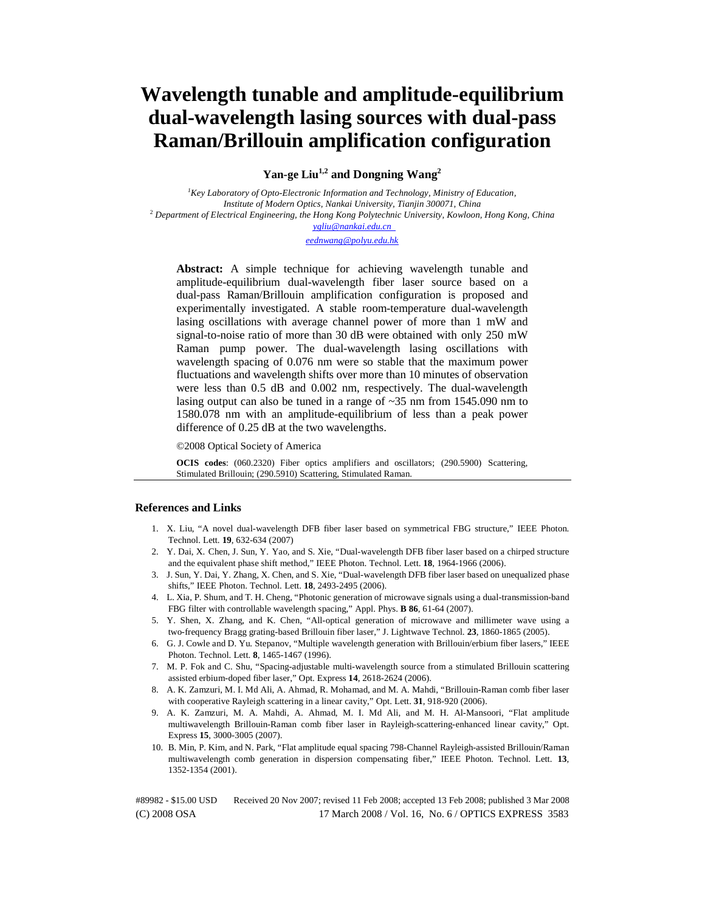# Wavelength tunable and amplitude-equilibrium dual-wavelength lasing sources with dual-pass Raman/Brillouin amplification configuration

**Yan-ge Liu[1,2] and Dongning Wang[2]**

[1]*Key Laboratory of Opto-Electronic Information and Technology, Ministry of Education, Institute of Modern Optics, Nankai University, Tianjin 300071, China*
[2] *Department of Electrical Engineering, the Hong Kong Polytechnic University, Kowloon, Hong Kong, China*
*ygliu@nankai.edu.cn*
*eednwang@polyu.edu.hk*

**Abstract:** A simple technique for achieving wavelength tunable and amplitude-equilibrium dual-wavelength fiber laser source based on a dual-pass Raman/Brillouin amplification configuration is proposed and experimentally investigated. A stable room-temperature dual-wavelength lasing oscillations with average channel power of more than 1 mW and signal-to-noise ratio of more than 30 dB were obtained with only 250 mW Raman pump power. The dual-wavelength lasing oscillations with wavelength spacing of 0.076 nm were so stable that the maximum power fluctuations and wavelength shifts over more than 10 minutes of observation were less than 0.5 dB and 0.002 nm, respectively. The dual-wavelength lasing output can also be tuned in a range of ~35 nm from 1545.090 nm to 1580.078 nm with an amplitude-equilibrium of less than a peak power difference of 0.25 dB at the two wavelengths.

©2008 Optical Society of America

**OCIS codes**: (060.2320) Fiber optics amplifiers and oscillators; (290.5900) Scattering, Stimulated Brillouin; (290.5910) Scattering, Stimulated Raman.

### References and Links

1. X. Liu, "A novel dual-wavelength DFB fiber laser based on symmetrical FBG structure," IEEE Photon. Technol. Lett. **19**, 632-634 (2007)
2. Y. Dai, X. Chen, J. Sun, Y. Yao, and S. Xie, "Dual-wavelength DFB fiber laser based on a chirped structure and the equivalent phase shift method," IEEE Photon. Technol. Lett. **18**, 1964-1966 (2006).
3. J. Sun, Y. Dai, Y. Zhang, X. Chen, and S. Xie, "Dual-wavelength DFB fiber laser based on unequalized phase shifts," IEEE Photon. Technol. Lett. **18**, 2493-2495 (2006).
4. L. Xia, P. Shum, and T. H. Cheng, "Photonic generation of microwave signals using a dual-transmission-band FBG filter with controllable wavelength spacing," Appl. Phys. **B 86**, 61-64 (2007).
5. Y. Shen, X. Zhang, and K. Chen, "All-optical generation of microwave and millimeter wave using a two-frequency Bragg grating-based Brillouin fiber laser," J. Lightwave Technol. **23**, 1860-1865 (2005).
6. G. J. Cowle and D. Yu. Stepanov, "Multiple wavelength generation with Brillouin/erbium fiber lasers," IEEE Photon. Technol. Lett. **8**, 1465-1467 (1996).
7. M. P. Fok and C. Shu, "Spacing-adjustable multi-wavelength source from a stimulated Brillouin scattering assisted erbium-doped fiber laser," Opt. Express **14**, 2618-2624 (2006).
8. A. K. Zamzuri, M. I. Md Ali, A. Ahmad, R. Mohamad, and M. A. Mahdi, "Brillouin-Raman comb fiber laser with cooperative Rayleigh scattering in a linear cavity," Opt. Lett. **31**, 918-920 (2006).
9. A. K. Zamzuri, M. A. Mahdi, A. Ahmad, M. I. Md Ali, and M. H. Al-Mansoori, "Flat amplitude multiwavelength Brillouin-Raman comb fiber laser in Rayleigh-scattering-enhanced linear cavity," Opt. Express **15**, 3000-3005 (2007).
10. B. Min, P. Kim, and N. Park, "Flat amplitude equal spacing 798-Channel Rayleigh-assisted Brillouin/Raman multiwavelength comb generation in dispersion compensating fiber," IEEE Photon. Technol. Lett. **13**, 1352-1354 (2001).

#89982 - $15.00 USD Received 20 Nov 2007; revised 11 Feb 2008; accepted 13 Feb 2008; published 3 Mar 2008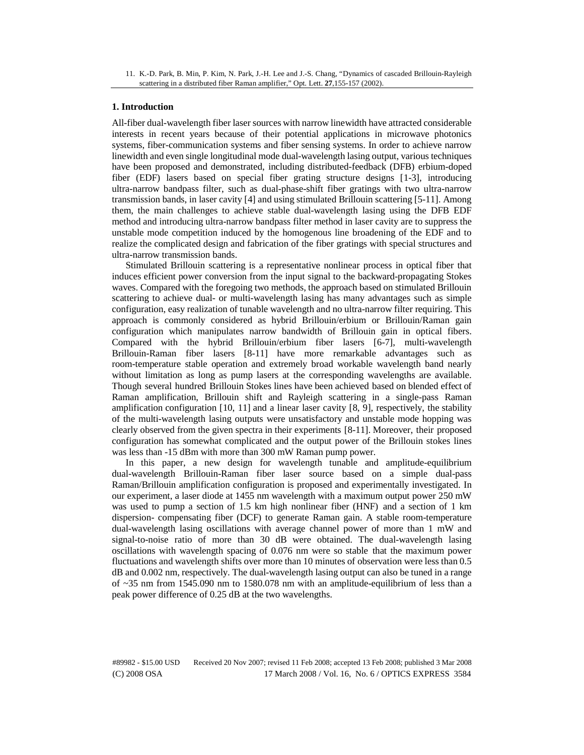11. K.-D. Park, B. Min, P. Kim, N. Park, J.-H. Lee and J.-S. Chang, "Dynamics of cascaded Brillouin-Rayleigh scattering in a distributed fiber Raman amplifier," Opt. Lett. **27**,155-157 (2002).

## 1. Introduction

All-fiber dual-wavelength fiber laser sources with narrow linewidth have attracted considerable interests in recent years because of their potential applications in microwave photonics systems, fiber-communication systems and fiber sensing systems. In order to achieve narrow linewidth and even single longitudinal mode dual-wavelength lasing output, various techniques have been proposed and demonstrated, including distributed-feedback (DFB) erbium-doped fiber (EDF) lasers based on special fiber grating structure designs [1-3], introducing ultra-narrow bandpass filter, such as dual-phase-shift fiber gratings with two ultra-narrow transmission bands, in laser cavity [4] and using stimulated Brillouin scattering [5-11]. Among them, the main challenges to achieve stable dual-wavelength lasing using the DFB EDF method and introducing ultra-narrow bandpass filter method in laser cavity are to suppress the unstable mode competition induced by the homogenous line broadening of the EDF and to realize the complicated design and fabrication of the fiber gratings with special structures and ultra-narrow transmission bands.

Stimulated Brillouin scattering is a representative nonlinear process in optical fiber that induces efficient power conversion from the input signal to the backward-propagating Stokes waves. Compared with the foregoing two methods, the approach based on stimulated Brillouin scattering to achieve dual- or multi-wavelength lasing has many advantages such as simple configuration, easy realization of tunable wavelength and no ultra-narrow filter requiring. This approach is commonly considered as hybrid Brillouin/erbium or Brillouin/Raman gain configuration which manipulates narrow bandwidth of Brillouin gain in optical fibers. Compared with the hybrid Brillouin/erbium fiber lasers [6-7], multi-wavelength Brillouin-Raman fiber lasers [8-11] have more remarkable advantages such as room-temperature stable operation and extremely broad workable wavelength band nearly without limitation as long as pump lasers at the corresponding wavelengths are available. Though several hundred Brillouin Stokes lines have been achieved based on blended effect of Raman amplification, Brillouin shift and Rayleigh scattering in a single-pass Raman amplification configuration [10, 11] and a linear laser cavity [8, 9], respectively, the stability of the multi-wavelength lasing outputs were unsatisfactory and unstable mode hopping was clearly observed from the given spectra in their experiments [8-11]. Moreover, their proposed configuration has somewhat complicated and the output power of the Brillouin stokes lines was less than -15 dBm with more than 300 mW Raman pump power.

In this paper, a new design for wavelength tunable and amplitude-equilibrium dual-wavelength Brillouin-Raman fiber laser source based on a simple dual-pass Raman/Brillouin amplification configuration is proposed and experimentally investigated. In our experiment, a laser diode at 1455 nm wavelength with a maximum output power 250 mW was used to pump a section of 1.5 km high nonlinear fiber (HNF) and a section of 1 km dispersion- compensating fiber (DCF) to generate Raman gain. A stable room-temperature dual-wavelength lasing oscillations with average channel power of more than 1 mW and signal-to-noise ratio of more than 30 dB were obtained. The dual-wavelength lasing oscillations with wavelength spacing of 0.076 nm were so stable that the maximum power fluctuations and wavelength shifts over more than 10 minutes of observation were less than 0.5 dB and 0.002 nm, respectively. The dual-wavelength lasing output can also be tuned in a range of ~35 nm from 1545.090 nm to 1580.078 nm with an amplitude-equilibrium of less than a peak power difference of 0.25 dB at the two wavelengths.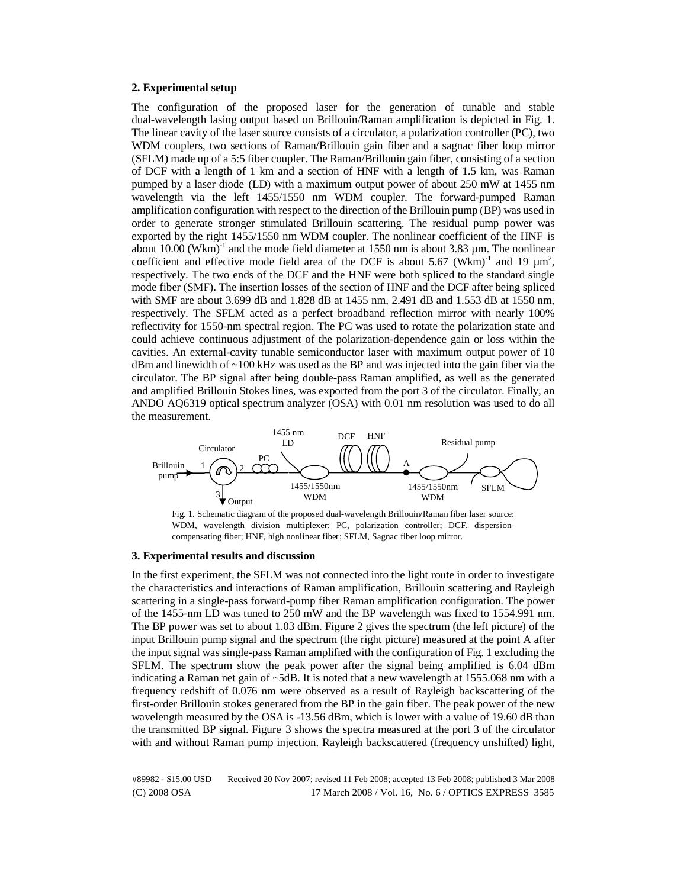## 2. Experimental setup

The configuration of the proposed laser for the generation of tunable and stable dual-wavelength lasing output based on Brillouin/Raman amplification is depicted in Fig. 1. The linear cavity of the laser source consists of a circulator, a polarization controller (PC), two WDM couplers, two sections of Raman/Brillouin gain fiber and a sagnac fiber loop mirror (SFLM) made up of a 5:5 fiber coupler. The Raman/Brillouin gain fiber, consisting of a section of DCF with a length of 1 km and a section of HNF with a length of 1.5 km, was Raman pumped by a laser diode (LD) with a maximum output power of about 250 mW at 1455 nm wavelength via the left 1455/1550 nm WDM coupler. The forward-pumped Raman amplification configuration with respect to the direction of the Brillouin pump (BP) was used in order to generate stronger stimulated Brillouin scattering. The residual pump power was exported by the right 1455/1550 nm WDM coupler. The nonlinear coefficient of the HNF is about 10.00 $(\mathrm{Wkm})^{-1}$ and the mode field diameter at 1550 nm is about 3.83 µm. The nonlinear coefficient and effective mode field area of the DCF is about 5.67 $(\mathrm{Wkm})^{-1}$ and 19 $\mu\mathrm{m}^2$, respectively. The two ends of the DCF and the HNF were both spliced to the standard single mode fiber (SMF). The insertion losses of the section of HNF and the DCF after being spliced with SMF are about 3.699 dB and 1.828 dB at 1455 nm, 2.491 dB and 1.553 dB at 1550 nm, respectively. The SFLM acted as a perfect broadband reflection mirror with nearly 100% reflectivity for 1550-nm spectral region. The PC was used to rotate the polarization state and could achieve continuous adjustment of the polarization-dependence gain or loss within the cavities. An external-cavity tunable semiconductor laser with maximum output power of 10 dBm and linewidth of ~100 kHz was used as the BP and was injected into the gain fiber via the circulator. The BP signal after being double-pass Raman amplified, as well as the generated and amplified Brillouin Stokes lines, was exported from the port 3 of the circulator. Finally, an ANDO AQ6319 optical spectrum analyzer (OSA) with 0.01 nm resolution was used to do all the measurement.

Fig. 1. Schematic diagram of the proposed dual-wavelength Brillouin/Raman fiber laser source: WDM, wavelength division multiplexer; PC, polarization controller; DCF, dispersion-compensating fiber; HNF, high nonlinear fiber; SFLM, Sagnac fiber loop mirror.

## 3. Experimental results and discussion

In the first experiment, the SFLM was not connected into the light route in order to investigate the characteristics and interactions of Raman amplification, Brillouin scattering and Rayleigh scattering in a single-pass forward-pump fiber Raman amplification configuration. The power of the 1455-nm LD was tuned to 250 mW and the BP wavelength was fixed to 1554.991 nm. The BP power was set to about 1.03 dBm. Figure 2 gives the spectrum (the left picture) of the input Brillouin pump signal and the spectrum (the right picture) measured at the point A after the input signal was single-pass Raman amplified with the configuration of Fig. 1 excluding the SFLM. The spectrum show the peak power after the signal being amplified is 6.04 dBm indicating a Raman net gain of ~5dB. It is noted that a new wavelength at 1555.068 nm with a frequency redshift of 0.076 nm were observed as a result of Rayleigh backscattering of the first-order Brillouin stokes generated from the BP in the gain fiber. The peak power of the new wavelength measured by the OSA is -13.56 dBm, which is lower with a value of 19.60 dB than the transmitted BP signal. Figure 3 shows the spectra measured at the port 3 of the circulator with and without Raman pump injection. Rayleigh backscattered (frequency unshifted) light,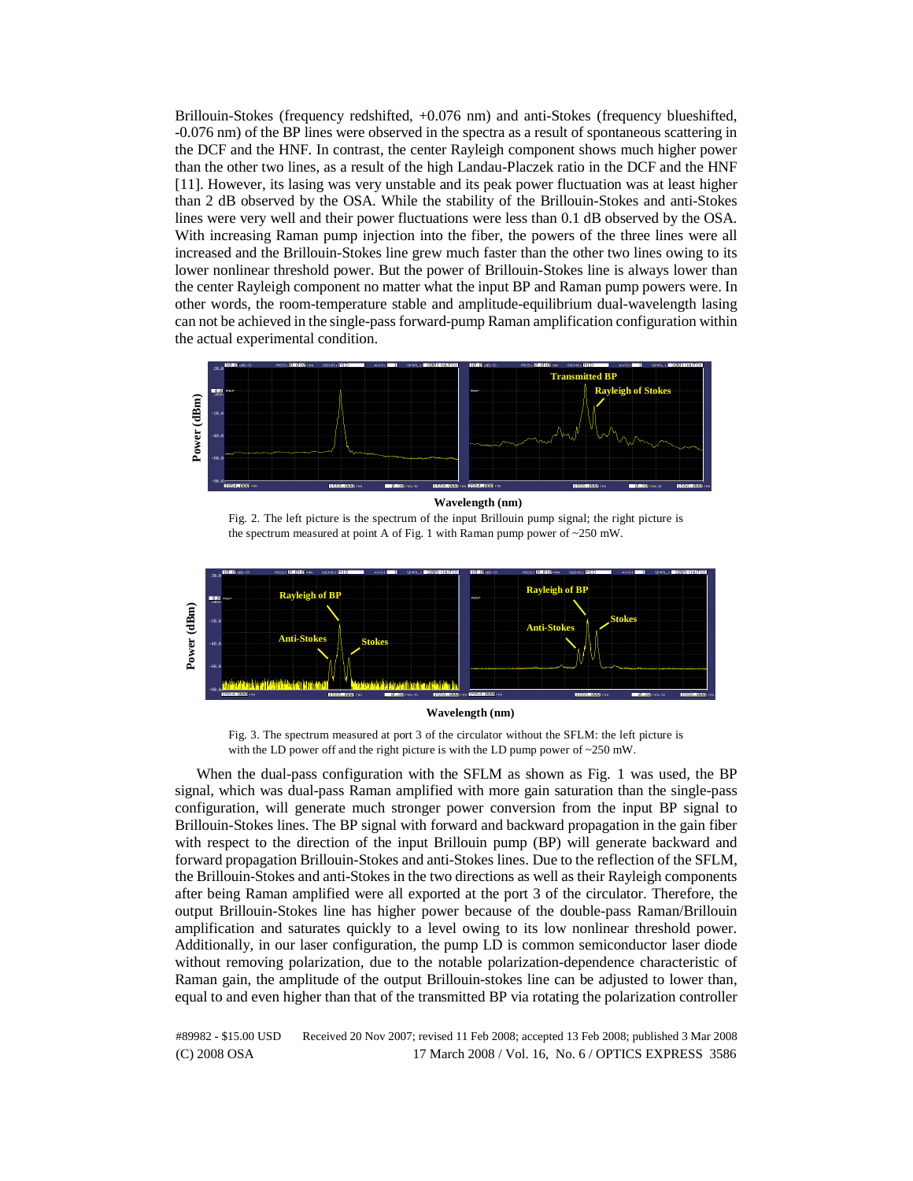Brillouin-Stokes (frequency redshifted, +0.076 nm) and anti-Stokes (frequency blueshifted, -0.076 nm) of the BP lines were observed in the spectra as a result of spontaneous scattering in the DCF and the HNF. In contrast, the center Rayleigh component shows much higher power than the other two lines, as a result of the high Landau-Placzek ratio in the DCF and the HNF [11]. However, its lasing was very unstable and its peak power fluctuation was at least higher than 2 dB observed by the OSA. While the stability of the Brillouin-Stokes and anti-Stokes lines were very well and their power fluctuations were less than 0.1 dB observed by the OSA. With increasing Raman pump injection into the fiber, the powers of the three lines were all increased and the Brillouin-Stokes line grew much faster than the other two lines owing to its lower nonlinear threshold power. But the power of Brillouin-Stokes line is always lower than the center Rayleigh component no matter what the input BP and Raman pump powers were. In other words, the room-temperature stable and amplitude-equilibrium dual-wavelength lasing can not be achieved in the single-pass forward-pump Raman amplification configuration within the actual experimental condition.

Fig. 2. The left picture is the spectrum of the input Brillouin pump signal; the right picture is the spectrum measured at point A of Fig. 1 with Raman pump power of ~250 mW.

Fig. 3. The spectrum measured at port 3 of the circulator without the SFLM: the left picture is with the LD power off and the right picture is with the LD pump power of ~250 mW.

When the dual-pass configuration with the SFLM as shown as Fig. 1 was used, the BP signal, which was dual-pass Raman amplified with more gain saturation than the single-pass configuration, will generate much stronger power conversion from the input BP signal to Brillouin-Stokes lines. The BP signal with forward and backward propagation in the gain fiber with respect to the direction of the input Brillouin pump (BP) will generate backward and forward propagation Brillouin-Stokes and anti-Stokes lines. Due to the reflection of the SFLM, the Brillouin-Stokes and anti-Stokes in the two directions as well as their Rayleigh components after being Raman amplified were all exported at the port 3 of the circulator. Therefore, the output Brillouin-Stokes line has higher power because of the double-pass Raman/Brillouin amplification and saturates quickly to a level owing to its low nonlinear threshold power. Additionally, in our laser configuration, the pump LD is common semiconductor laser diode without removing polarization, due to the notable polarization-dependence characteristic of Raman gain, the amplitude of the output Brillouin-stokes line can be adjusted to lower than, equal to and even higher than that of the transmitted BP via rotating the polarization controller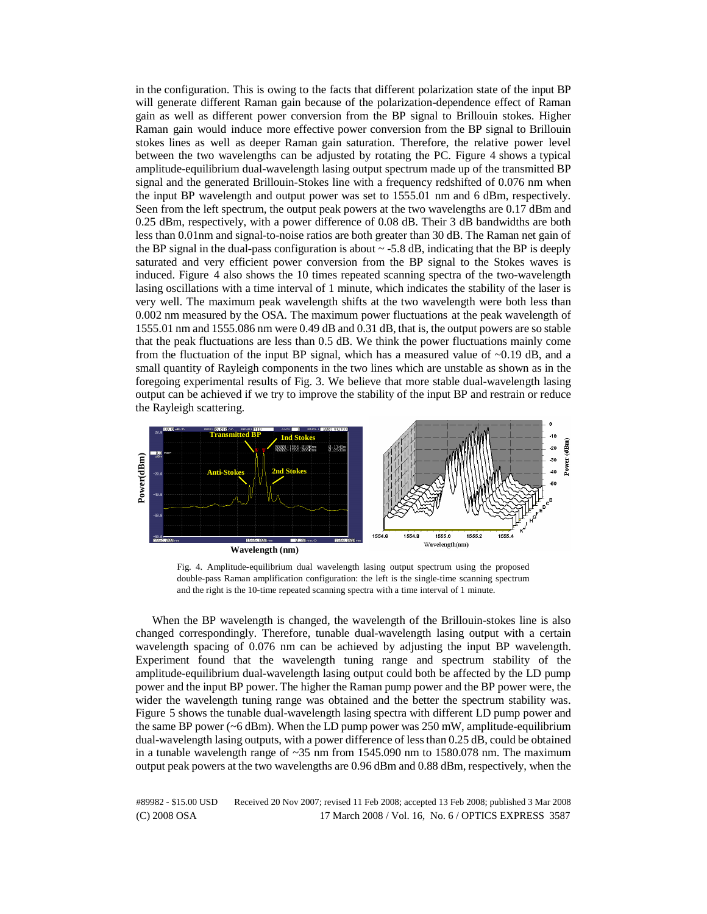in the configuration. This is owing to the facts that different polarization state of the input BP will generate different Raman gain because of the polarization-dependence effect of Raman gain as well as different power conversion from the BP signal to Brillouin stokes. Higher Raman gain would induce more effective power conversion from the BP signal to Brillouin stokes lines as well as deeper Raman gain saturation. Therefore, the relative power level between the two wavelengths can be adjusted by rotating the PC. Figure 4 shows a typical amplitude-equilibrium dual-wavelength lasing output spectrum made up of the transmitted BP signal and the generated Brillouin-Stokes line with a frequency redshifted of 0.076 nm when the input BP wavelength and output power was set to 1555.01 nm and 6 dBm, respectively. Seen from the left spectrum, the output peak powers at the two wavelengths are 0.17 dBm and 0.25 dBm, respectively, with a power difference of 0.08 dB. Their 3 dB bandwidths are both less than 0.01nm and signal-to-noise ratios are both greater than 30 dB. The Raman net gain of the BP signal in the dual-pass configuration is about ~ -5.8 dB, indicating that the BP is deeply saturated and very efficient power conversion from the BP signal to the Stokes waves is induced. Figure 4 also shows the 10 times repeated scanning spectra of the two-wavelength lasing oscillations with a time interval of 1 minute, which indicates the stability of the laser is very well. The maximum peak wavelength shifts at the two wavelength were both less than 0.002 nm measured by the OSA. The maximum power fluctuations at the peak wavelength of 1555.01 nm and 1555.086 nm were 0.49 dB and 0.31 dB, that is, the output powers are so stable that the peak fluctuations are less than 0.5 dB. We think the power fluctuations mainly come from the fluctuation of the input BP signal, which has a measured value of ~0.19 dB, and a small quantity of Rayleigh components in the two lines which are unstable as shown as in the foregoing experimental results of Fig. 3. We believe that more stable dual-wavelength lasing output can be achieved if we try to improve the stability of the input BP and restrain or reduce the Rayleigh scattering.

Fig. 4. Amplitude-equilibrium dual wavelength lasing output spectrum using the proposed double-pass Raman amplification configuration: the left is the single-time scanning spectrum and the right is the 10-time repeated scanning spectra with a time interval of 1 minute.

When the BP wavelength is changed, the wavelength of the Brillouin-stokes line is also changed correspondingly. Therefore, tunable dual-wavelength lasing output with a certain wavelength spacing of 0.076 nm can be achieved by adjusting the input BP wavelength. Experiment found that the wavelength tuning range and spectrum stability of the amplitude-equilibrium dual-wavelength lasing output could both be affected by the LD pump power and the input BP power. The higher the Raman pump power and the BP power were, the wider the wavelength tuning range was obtained and the better the spectrum stability was. Figure 5 shows the tunable dual-wavelength lasing spectra with different LD pump power and the same BP power (~6 dBm). When the LD pump power was 250 mW, amplitude-equilibrium dual-wavelength lasing outputs, with a power difference of less than 0.25 dB, could be obtained in a tunable wavelength range of ~35 nm from 1545.090 nm to 1580.078 nm. The maximum output peak powers at the two wavelengths are 0.96 dBm and 0.88 dBm, respectively, when the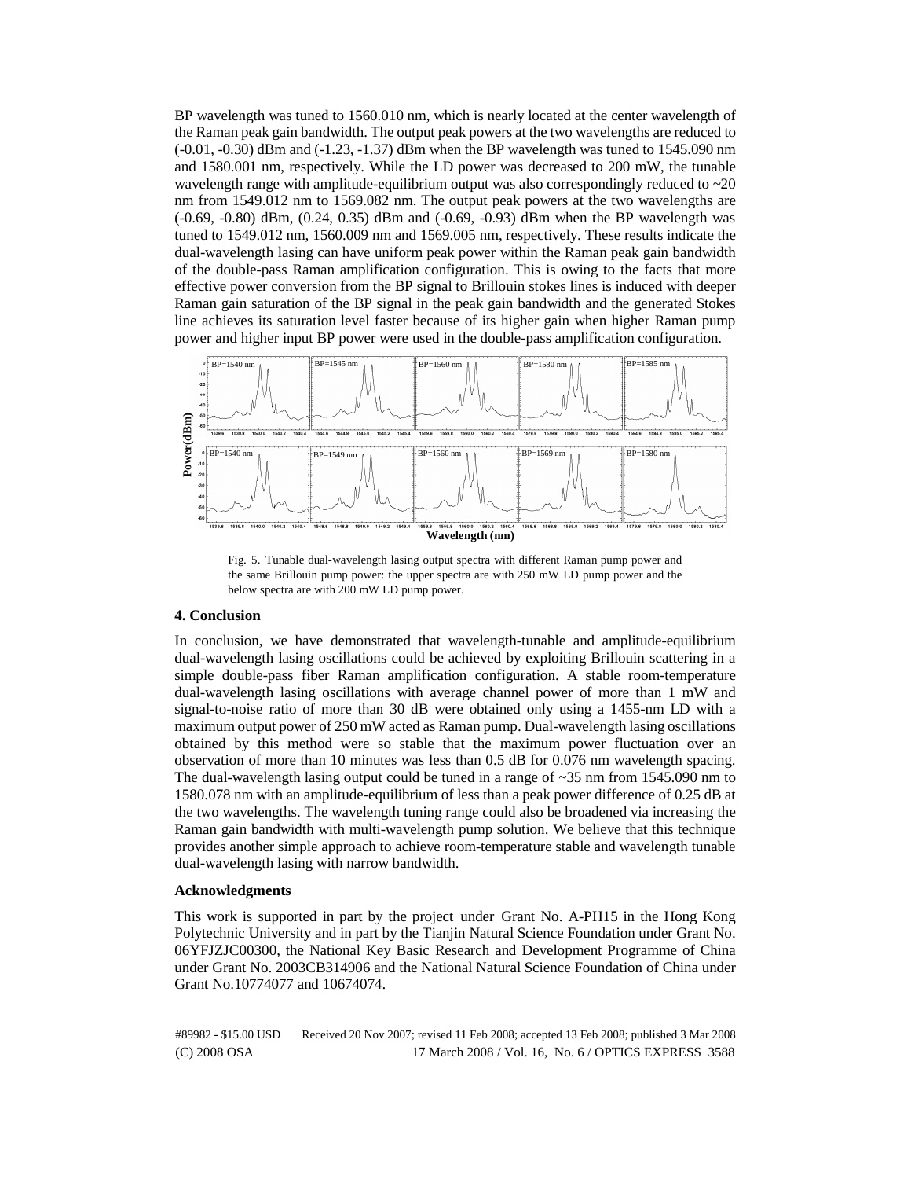BP wavelength was tuned to 1560.010 nm, which is nearly located at the center wavelength of the Raman peak gain bandwidth. The output peak powers at the two wavelengths are reduced to (-0.01, -0.30) dBm and (-1.23, -1.37) dBm when the BP wavelength was tuned to 1545.090 nm and 1580.001 nm, respectively. While the LD power was decreased to 200 mW, the tunable wavelength range with amplitude-equilibrium output was also correspondingly reduced to ~20 nm from 1549.012 nm to 1569.082 nm. The output peak powers at the two wavelengths are (-0.69, -0.80) dBm, (0.24, 0.35) dBm and (-0.69, -0.93) dBm when the BP wavelength was tuned to 1549.012 nm, 1560.009 nm and 1569.005 nm, respectively. These results indicate the dual-wavelength lasing can have uniform peak power within the Raman peak gain bandwidth of the double-pass Raman amplification configuration. This is owing to the facts that more effective power conversion from the BP signal to Brillouin stokes lines is induced with deeper Raman gain saturation of the BP signal in the peak gain bandwidth and the generated Stokes line achieves its saturation level faster because of its higher gain when higher Raman pump power and higher input BP power were used in the double-pass amplification configuration.

BP=1540 nm
BP=1545 nm
BP=1560 nm
BP=1580 nm
BP=1585 nm
BP=1540 nm
BP=1549 nm
BP=1560 nm
BP=1569 nm
BP=1580 nm
Power(dBm)
Wavelength (nm)

Fig. 5. Tunable dual-wavelength lasing output spectra with different Raman pump power and the same Brillouin pump power: the upper spectra are with 250 mW LD pump power and the below spectra are with 200 mW LD pump power.

## 4. Conclusion

In conclusion, we have demonstrated that wavelength-tunable and amplitude-equilibrium dual-wavelength lasing oscillations could be achieved by exploiting Brillouin scattering in a simple double-pass fiber Raman amplification configuration. A stable room-temperature dual-wavelength lasing oscillations with average channel power of more than 1 mW and signal-to-noise ratio of more than 30 dB were obtained only using a 1455-nm LD with a maximum output power of 250 mW acted as Raman pump. Dual-wavelength lasing oscillations obtained by this method were so stable that the maximum power fluctuation over an observation of more than 10 minutes was less than 0.5 dB for 0.076 nm wavelength spacing. The dual-wavelength lasing output could be tuned in a range of ~35 nm from 1545.090 nm to 1580.078 nm with an amplitude-equilibrium of less than a peak power difference of 0.25 dB at the two wavelengths. The wavelength tuning range could also be broadened via increasing the Raman gain bandwidth with multi-wavelength pump solution. We believe that this technique provides another simple approach to achieve room-temperature stable and wavelength tunable dual-wavelength lasing with narrow bandwidth.

### Acknowledgments

This work is supported in part by the project under Grant No. A-PH15 in the Hong Kong Polytechnic University and in part by the Tianjin Natural Science Foundation under Grant No. 06YFJZJC00300, the National Key Basic Research and Development Programme of China under Grant No. 2003CB314906 and the National Natural Science Foundation of China under Grant No.10774077 and 10674074.